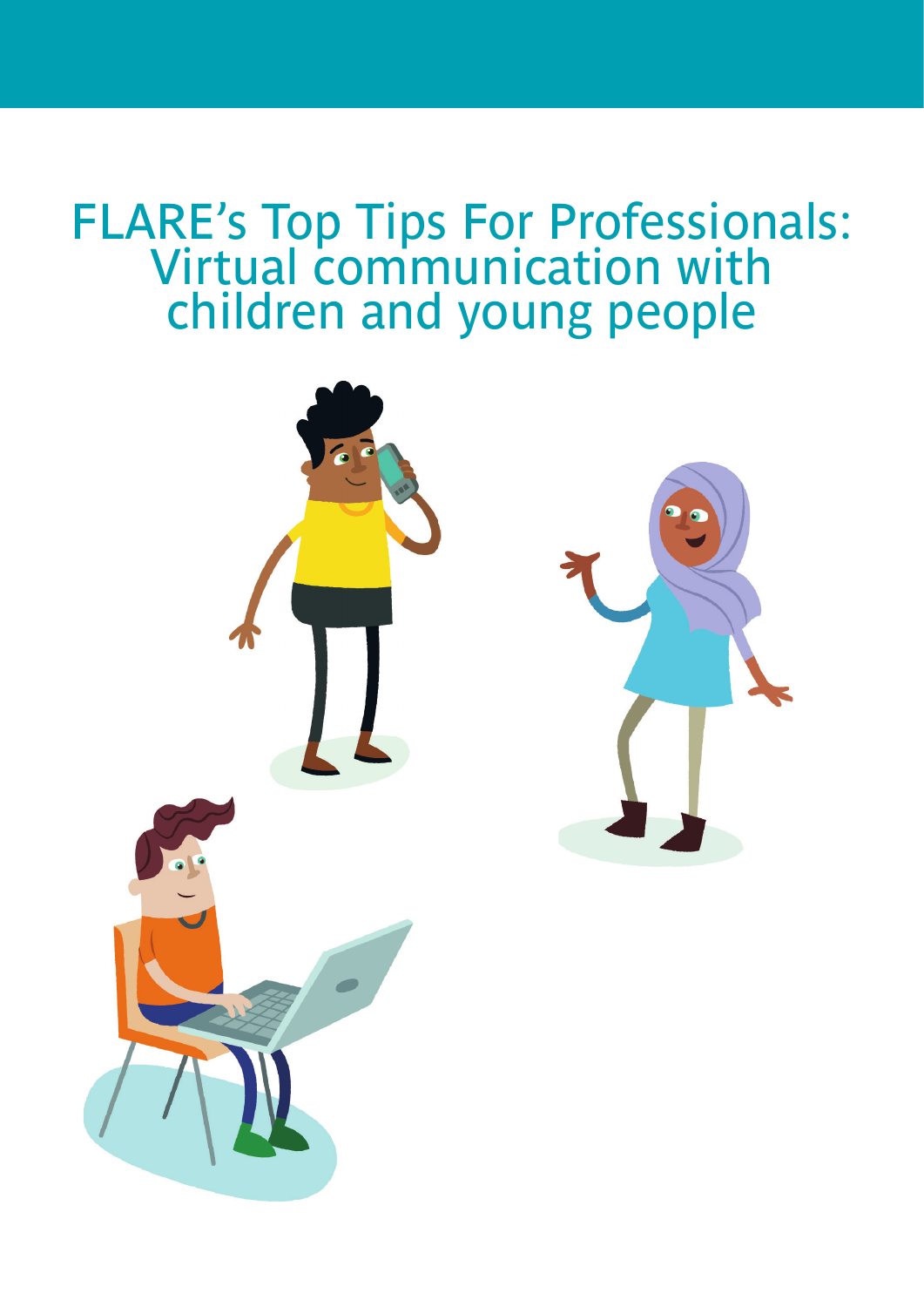# FLARE's Top Tips For Professionals: Virtual communication with children and young people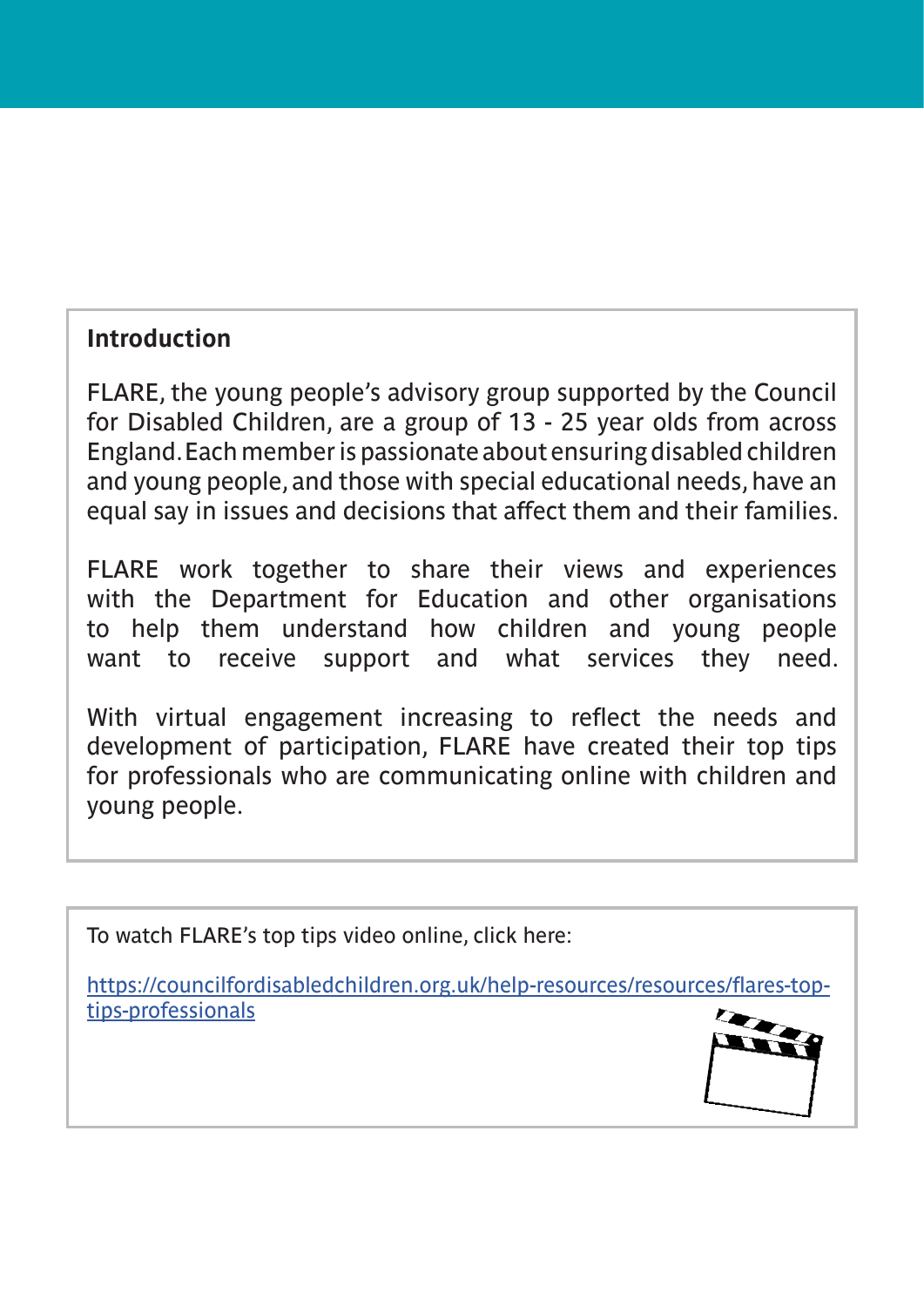## Introduction

FLARE, the young people's advisory group supported by the Council for Disabled Children, are a group of 13 - 25 year olds from across England. Each member is passionate about ensuring disabled children and young people, and those with special educational needs, have an equal say in issues and decisions that affect them and their families.

FLARE work together to share their views and experiences with the Department for Education and other organisations to help them understand how children and young people want to receive support and what services they need.

With virtual engagement increasing to reflect the needs and development of participation, FLARE have created their top tips for professionals who are communicating online with children and young people.

To watch FLARE's top tips video online, click here:

https://councilfordisabledchildren.org.uk/help-resources/resources/flares-top-tips-professionals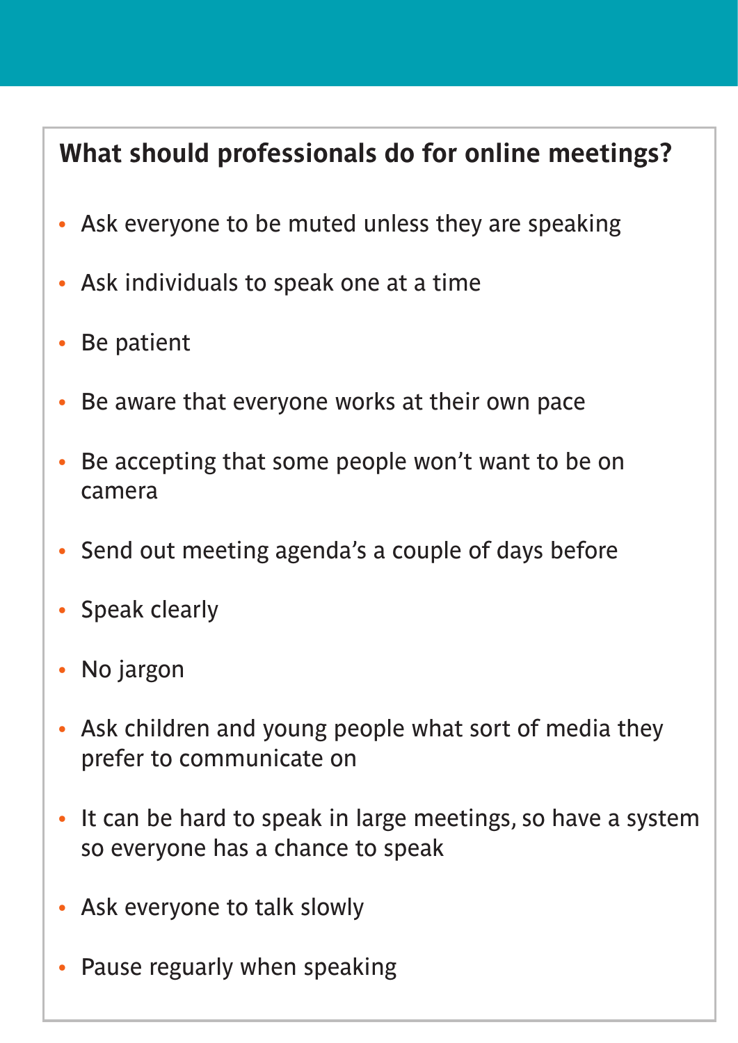## What should professionals do for online meetings?

- Ask everyone to be muted unless they are speaking
- Ask individuals to speak one at a time
- Be patient
- Be aware that everyone works at their own pace
- Be accepting that some people won't want to be on camera
- Send out meeting agenda's a couple of days before
- Speak clearly
- No jargon
- Ask children and young people what sort of media they prefer to communicate on
- It can be hard to speak in large meetings, so have a system so everyone has a chance to speak
- Ask everyone to talk slowly
- Pause reguarly when speaking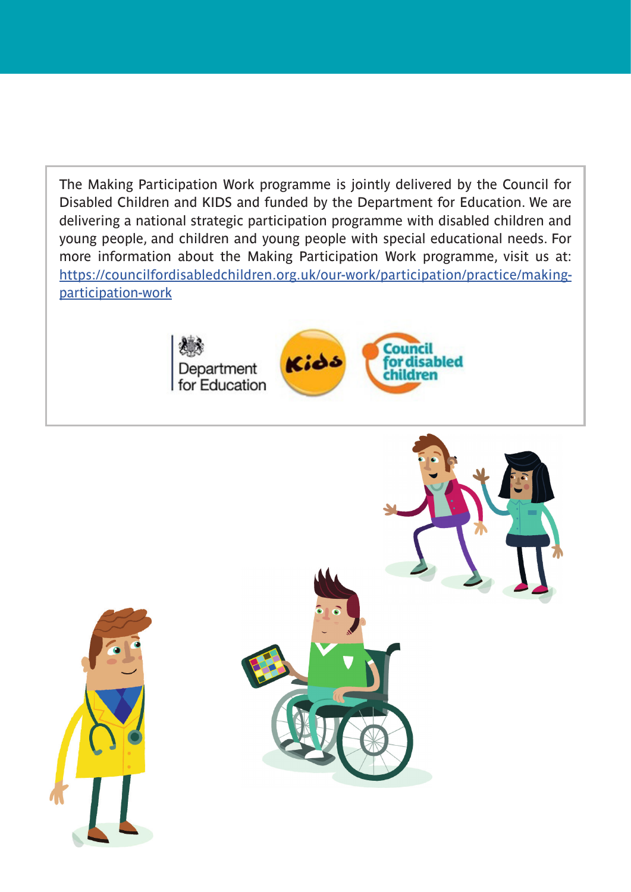The Making Participation Work programme is jointly delivered by the Council for Disabled Children and KIDS and funded by the Department for Education. We are delivering a national strategic participation programme with disabled children and young people, and children and young people with special educational needs. For more information about the Making Participation Work programme, visit us at: https://councilfordisabledchildren.org.uk/our-work/participation/practice/making-participation-work

Department for Education

Kids

Council for disabled children